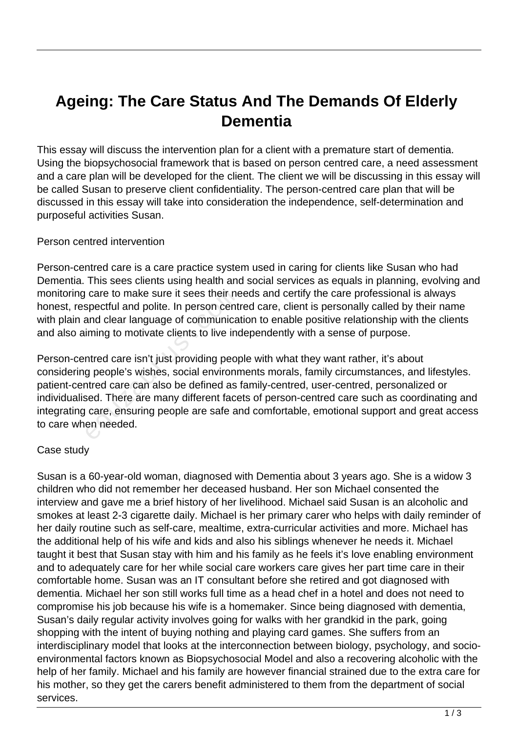# Ageing: The Care Status And The Demands Of Elderly Dementia

This essay will discuss the intervention plan for a client with a premature start of dementia. Using the biopsychosocial framework that is based on person centred care, a need assessment and a care plan will be developed for the client. The client we will be discussing in this essay will be called Susan to preserve client confidentiality. The person-centred care plan that will be discussed in this essay will take into consideration the independence, self-determination and purposeful activities Susan.

Person centred intervention

Person-centred care is a care practice system used in caring for clients like Susan who had Dementia. This sees clients using health and social services as equals in planning, evolving and monitoring care to make sure it sees their needs and certify the care professional is always honest, respectful and polite. In person centred care, client is personally called by their name with plain and clear language of communication to enable positive relationship with the clients and also aiming to motivate clients to live independently with a sense of purpose.

Person-centred care isn't just providing people with what they want rather, it's about considering people's wishes, social environments morals, family circumstances, and lifestyles. patient-centred care can also be defined as family-centred, user-centred, personalized or individualised. There are many different facets of person-centred care such as coordinating and integrating care, ensuring people are safe and comfortable, emotional support and great access to care when needed.

Case study

Susan is a 60-year-old woman, diagnosed with Dementia about 3 years ago. She is a widow 3 children who did not remember her deceased husband. Her son Michael consented the interview and gave me a brief history of her livelihood. Michael said Susan is an alcoholic and smokes at least 2-3 cigarette daily. Michael is her primary carer who helps with daily reminder of her daily routine such as self-care, mealtime, extra-curricular activities and more. Michael has the additional help of his wife and kids and also his siblings whenever he needs it. Michael taught it best that Susan stay with him and his family as he feels it's love enabling environment and to adequately care for her while social care workers care gives her part time care in their comfortable home. Susan was an IT consultant before she retired and got diagnosed with dementia. Michael her son still works full time as a head chef in a hotel and does not need to compromise his job because his wife is a homemaker. Since being diagnosed with dementia, Susan's daily regular activity involves going for walks with her grandkid in the park, going shopping with the intent of buying nothing and playing card games. She suffers from an interdisciplinary model that looks at the interconnection between biology, psychology, and socio-environmental factors known as Biopsychosocial Model and also a recovering alcoholic with the help of her family. Michael and his family are however financial strained due to the extra care for his mother, so they get the carers benefit administered to them from the department of social services.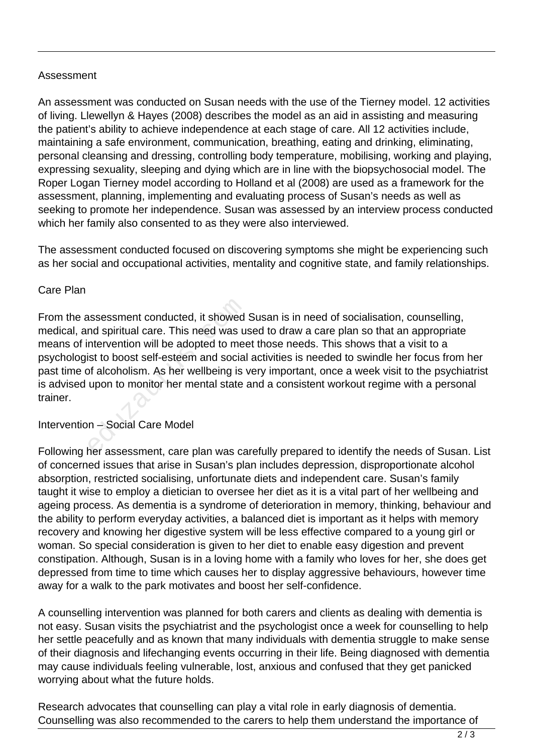## Assessment

An assessment was conducted on Susan needs with the use of the Tierney model. 12 activities of living. Llewellyn & Hayes (2008) describes the model as an aid in assisting and measuring the patient's ability to achieve independence at each stage of care. All 12 activities include, maintaining a safe environment, communication, breathing, eating and drinking, eliminating, personal cleansing and dressing, controlling body temperature, mobilising, working and playing, expressing sexuality, sleeping and dying which are in line with the biopsychosocial model. The Roper Logan Tierney model according to Holland et al (2008) are used as a framework for the assessment, planning, implementing and evaluating process of Susan's needs as well as seeking to promote her independence. Susan was assessed by an interview process conducted which her family also consented to as they were also interviewed.

The assessment conducted focused on discovering symptoms she might be experiencing such as her social and occupational activities, mentality and cognitive state, and family relationships.

## Care Plan

From the assessment conducted, it showed Susan is in need of socialisation, counselling, medical, and spiritual care. This need was used to draw a care plan so that an appropriate means of intervention will be adopted to meet those needs. This shows that a visit to a psychologist to boost self-esteem and social activities is needed to swindle her focus from her past time of alcoholism. As her wellbeing is very important, once a week visit to the psychiatrist is advised upon to monitor her mental state and a consistent workout regime with a personal trainer.

## Intervention – Social Care Model

Following her assessment, care plan was carefully prepared to identify the needs of Susan. List of concerned issues that arise in Susan's plan includes depression, disproportionate alcohol absorption, restricted socialising, unfortunate diets and independent care. Susan's family taught it wise to employ a dietician to oversee her diet as it is a vital part of her wellbeing and ageing process. As dementia is a syndrome of deterioration in memory, thinking, behaviour and the ability to perform everyday activities, a balanced diet is important as it helps with memory recovery and knowing her digestive system will be less effective compared to a young girl or woman. So special consideration is given to her diet to enable easy digestion and prevent constipation. Although, Susan is in a loving home with a family who loves for her, she does get depressed from time to time which causes her to display aggressive behaviours, however time away for a walk to the park motivates and boost her self-confidence.

A counselling intervention was planned for both carers and clients as dealing with dementia is not easy. Susan visits the psychiatrist and the psychologist once a week for counselling to help her settle peacefully and as known that many individuals with dementia struggle to make sense of their diagnosis and lifechanging events occurring in their life. Being diagnosed with dementia may cause individuals feeling vulnerable, lost, anxious and confused that they get panicked worrying about what the future holds.

Research advocates that counselling can play a vital role in early diagnosis of dementia. Counselling was also recommended to the carers to help them understand the importance of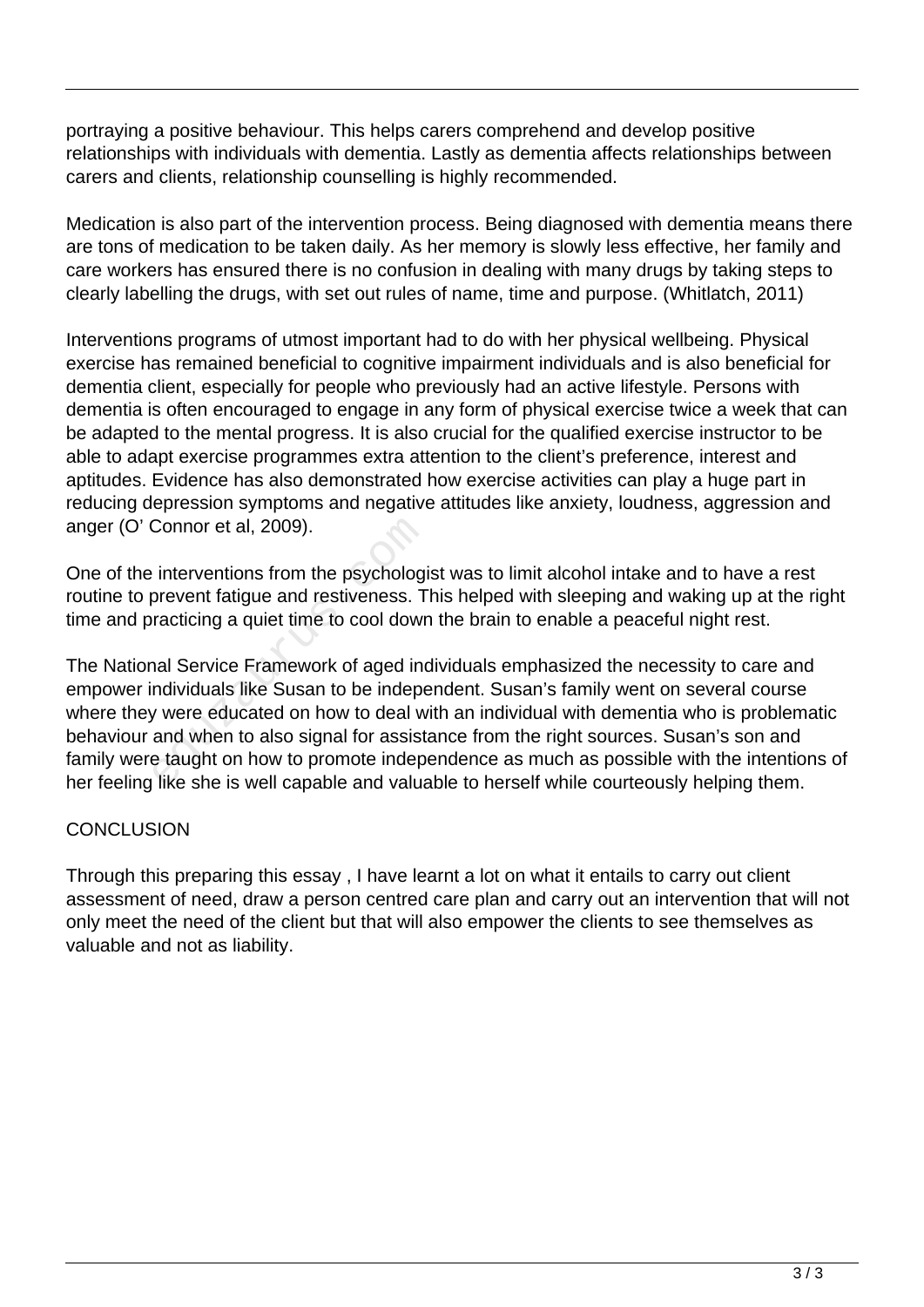portraying a positive behaviour. This helps carers comprehend and develop positive relationships with individuals with dementia. Lastly as dementia affects relationships between carers and clients, relationship counselling is highly recommended.

Medication is also part of the intervention process. Being diagnosed with dementia means there are tons of medication to be taken daily. As her memory is slowly less effective, her family and care workers has ensured there is no confusion in dealing with many drugs by taking steps to clearly labelling the drugs, with set out rules of name, time and purpose. (Whitlatch, 2011)

Interventions programs of utmost important had to do with her physical wellbeing. Physical exercise has remained beneficial to cognitive impairment individuals and is also beneficial for dementia client, especially for people who previously had an active lifestyle. Persons with dementia is often encouraged to engage in any form of physical exercise twice a week that can be adapted to the mental progress. It is also crucial for the qualified exercise instructor to be able to adapt exercise programmes extra attention to the client's preference, interest and aptitudes. Evidence has also demonstrated how exercise activities can play a huge part in reducing depression symptoms and negative attitudes like anxiety, loudness, aggression and anger (O' Connor et al, 2009).

One of the interventions from the psychologist was to limit alcohol intake and to have a rest routine to prevent fatigue and restiveness. This helped with sleeping and waking up at the right time and practicing a quiet time to cool down the brain to enable a peaceful night rest.

The National Service Framework of aged individuals emphasized the necessity to care and empower individuals like Susan to be independent. Susan's family went on several course where they were educated on how to deal with an individual with dementia who is problematic behaviour and when to also signal for assistance from the right sources. Susan's son and family were taught on how to promote independence as much as possible with the intentions of her feeling like she is well capable and valuable to herself while courteously helping them.

## CONCLUSION

Through this preparing this essay , I have learnt a lot on what it entails to carry out client assessment of need, draw a person centred care plan and carry out an intervention that will not only meet the need of the client but that will also empower the clients to see themselves as valuable and not as liability.